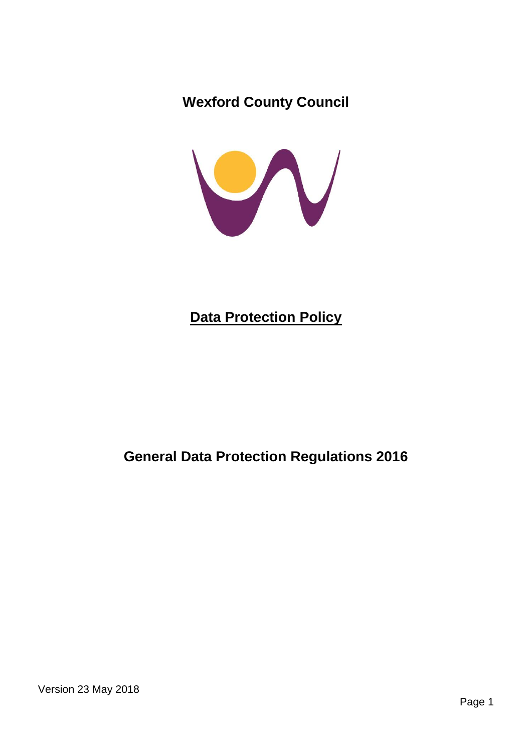# Wexford County Council

## Data Protection Policy

## General Data Protection Regulations 2016

Version 23 May 2018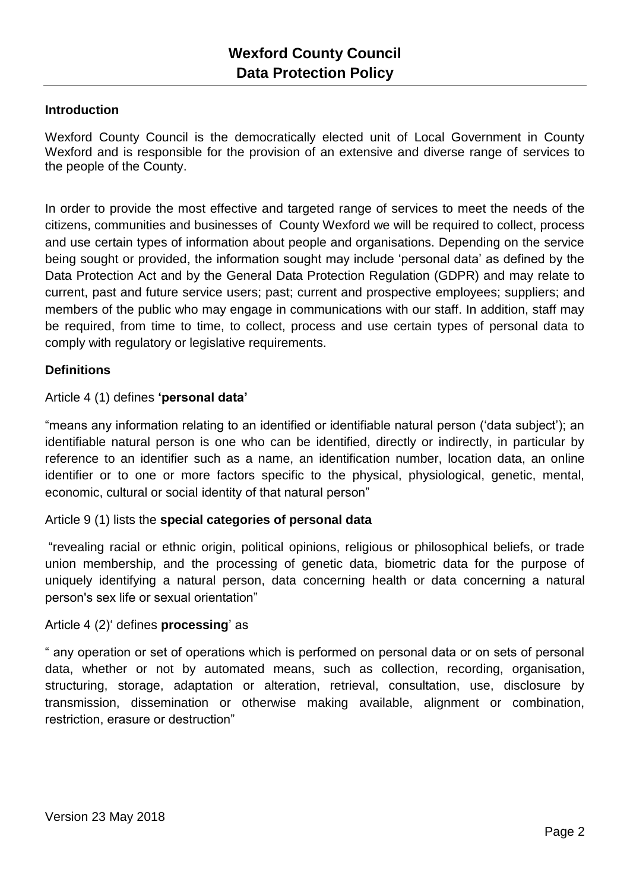# Wexford County Council
## Data Protection Policy

### Introduction

Wexford County Council is the democratically elected unit of Local Government in County Wexford and is responsible for the provision of an extensive and diverse range of services to the people of the County.

In order to provide the most effective and targeted range of services to meet the needs of the citizens, communities and businesses of County Wexford we will be required to collect, process and use certain types of information about people and organisations. Depending on the service being sought or provided, the information sought may include 'personal data' as defined by the Data Protection Act and by the General Data Protection Regulation (GDPR) and may relate to current, past and future service users; past; current and prospective employees; suppliers; and members of the public who may engage in communications with our staff. In addition, staff may be required, from time to time, to collect, process and use certain types of personal data to comply with regulatory or legislative requirements.

### Definitions

Article 4 (1) defines **'personal data'**

"means any information relating to an identified or identifiable natural person ('data subject'); an identifiable natural person is one who can be identified, directly or indirectly, in particular by reference to an identifier such as a name, an identification number, location data, an online identifier or to one or more factors specific to the physical, physiological, genetic, mental, economic, cultural or social identity of that natural person"

Article 9 (1) lists the **special categories of personal data**

"revealing racial or ethnic origin, political opinions, religious or philosophical beliefs, or trade union membership, and the processing of genetic data, biometric data for the purpose of uniquely identifying a natural person, data concerning health or data concerning a natural person's sex life or sexual orientation"

Article 4 (2)' defines **processing**' as

" any operation or set of operations which is performed on personal data or on sets of personal data, whether or not by automated means, such as collection, recording, organisation, structuring, storage, adaptation or alteration, retrieval, consultation, use, disclosure by transmission, dissemination or otherwise making available, alignment or combination, restriction, erasure or destruction"

Version 23 May 2018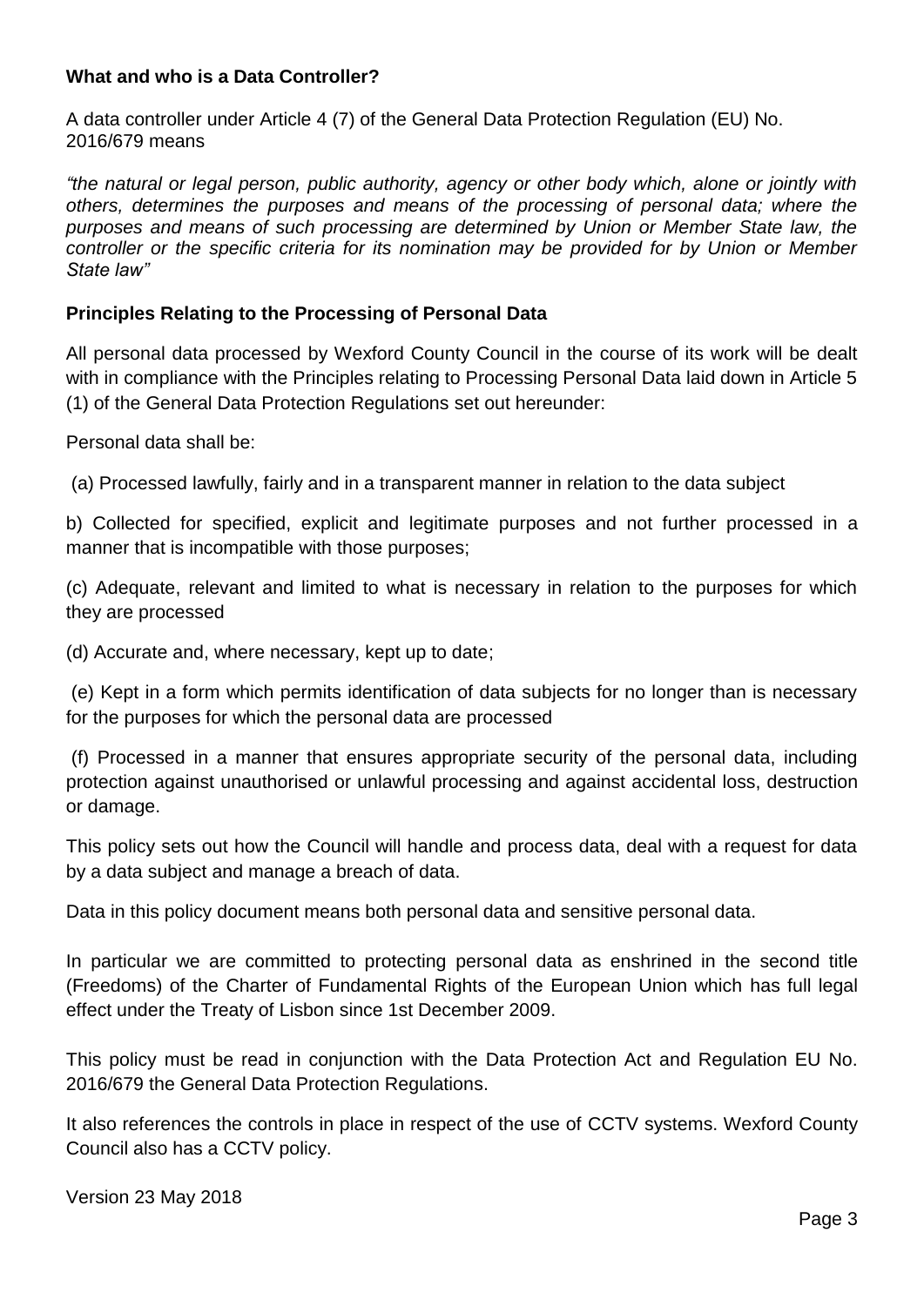**What and who is a Data Controller?**

A data controller under Article 4 (7) of the General Data Protection Regulation (EU) No. 2016/679 means

*"the natural or legal person, public authority, agency or other body which, alone or jointly with others, determines the purposes and means of the processing of personal data; where the purposes and means of such processing are determined by Union or Member State law, the controller or the specific criteria for its nomination may be provided for by Union or Member State law"*

**Principles Relating to the Processing of Personal Data**

All personal data processed by Wexford County Council in the course of its work will be dealt with in compliance with the Principles relating to Processing Personal Data laid down in Article 5 (1) of the General Data Protection Regulations set out hereunder:

Personal data shall be:

(a) Processed lawfully, fairly and in a transparent manner in relation to the data subject

b) Collected for specified, explicit and legitimate purposes and not further processed in a manner that is incompatible with those purposes;

(c) Adequate, relevant and limited to what is necessary in relation to the purposes for which they are processed

(d) Accurate and, where necessary, kept up to date;

(e) Kept in a form which permits identification of data subjects for no longer than is necessary for the purposes for which the personal data are processed

(f) Processed in a manner that ensures appropriate security of the personal data, including protection against unauthorised or unlawful processing and against accidental loss, destruction or damage.

This policy sets out how the Council will handle and process data, deal with a request for data by a data subject and manage a breach of data.

Data in this policy document means both personal data and sensitive personal data.

In particular we are committed to protecting personal data as enshrined in the second title (Freedoms) of the Charter of Fundamental Rights of the European Union which has full legal effect under the Treaty of Lisbon since 1st December 2009.

This policy must be read in conjunction with the Data Protection Act and Regulation EU No. 2016/679 the General Data Protection Regulations.

It also references the controls in place in respect of the use of CCTV systems. Wexford County Council also has a CCTV policy.

Version 23 May 2018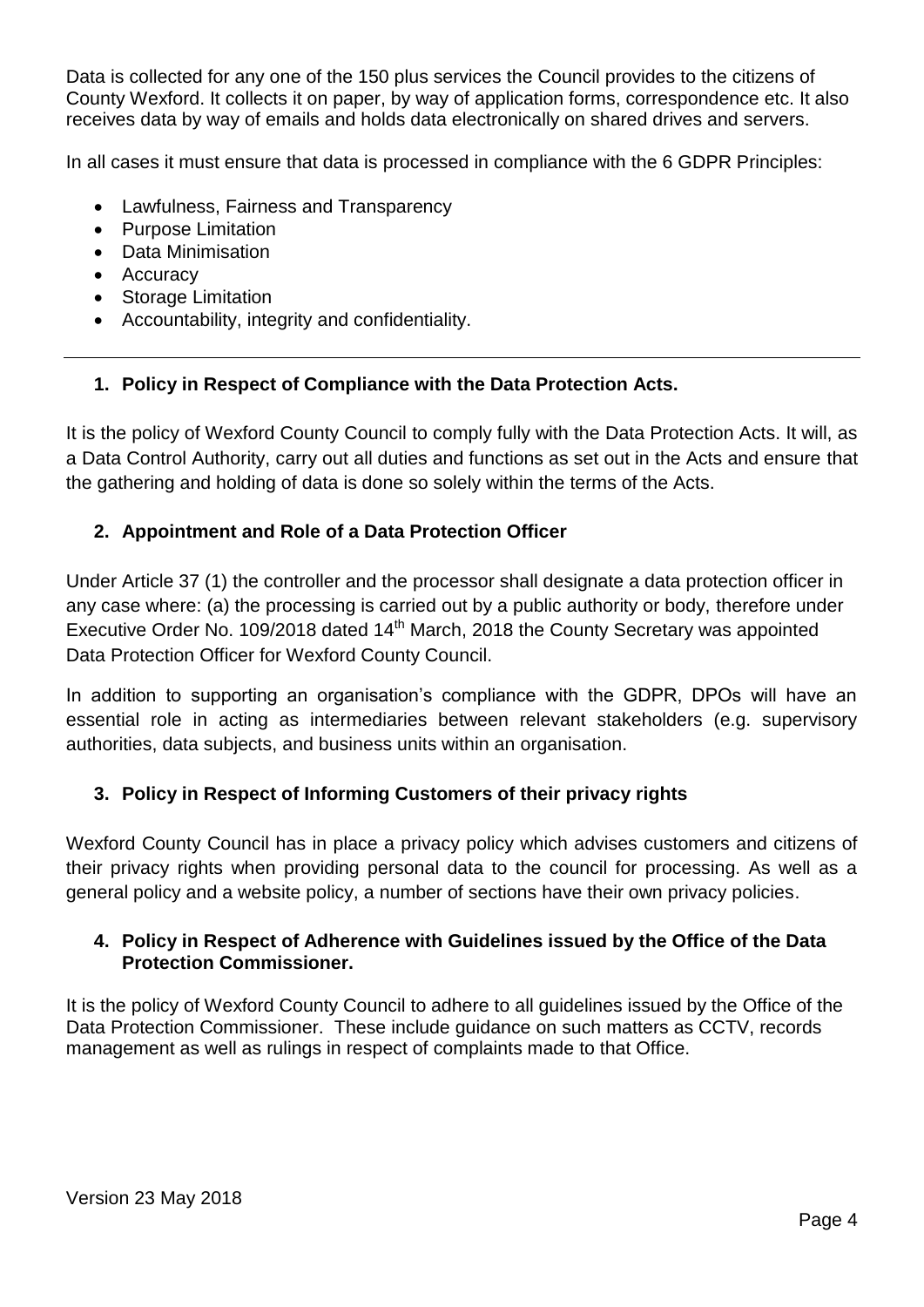Data is collected for any one of the 150 plus services the Council provides to the citizens of County Wexford. It collects it on paper, by way of application forms, correspondence etc. It also receives data by way of emails and holds data electronically on shared drives and servers.

In all cases it must ensure that data is processed in compliance with the 6 GDPR Principles:

- Lawfulness, Fairness and Transparency
- Purpose Limitation
- Data Minimisation
- Accuracy
- Storage Limitation
- Accountability, integrity and confidentiality.

---

## 1. Policy in Respect of Compliance with the Data Protection Acts.

It is the policy of Wexford County Council to comply fully with the Data Protection Acts. It will, as a Data Control Authority, carry out all duties and functions as set out in the Acts and ensure that the gathering and holding of data is done so solely within the terms of the Acts.

## 2. Appointment and Role of a Data Protection Officer

Under Article 37 (1) the controller and the processor shall designate a data protection officer in any case where: (a) the processing is carried out by a public authority or body, therefore under Executive Order No. 109/2018 dated 14th March, 2018 the County Secretary was appointed Data Protection Officer for Wexford County Council.

In addition to supporting an organisation's compliance with the GDPR, DPOs will have an essential role in acting as intermediaries between relevant stakeholders (e.g. supervisory authorities, data subjects, and business units within an organisation.

## 3. Policy in Respect of Informing Customers of their privacy rights

Wexford County Council has in place a privacy policy which advises customers and citizens of their privacy rights when providing personal data to the council for processing. As well as a general policy and a website policy, a number of sections have their own privacy policies.

## 4. Policy in Respect of Adherence with Guidelines issued by the Office of the Data Protection Commissioner.

It is the policy of Wexford County Council to adhere to all guidelines issued by the Office of the Data Protection Commissioner. These include guidance on such matters as CCTV, records management as well as rulings in respect of complaints made to that Office.

Version 23 May 2018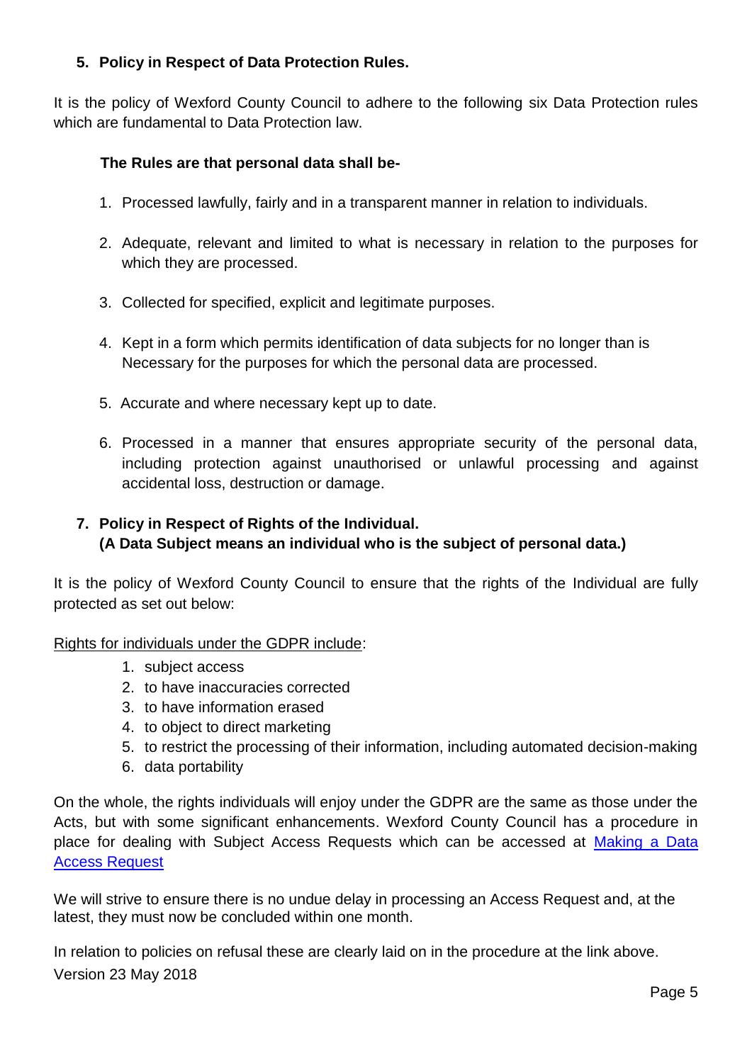## 5. Policy in Respect of Data Protection Rules.

It is the policy of Wexford County Council to adhere to the following six Data Protection rules which are fundamental to Data Protection law.

**The Rules are that personal data shall be-**

1. Processed lawfully, fairly and in a transparent manner in relation to individuals.
2. Adequate, relevant and limited to what is necessary in relation to the purposes for which they are processed.
3. Collected for specified, explicit and legitimate purposes.
4. Kept in a form which permits identification of data subjects for no longer than is Necessary for the purposes for which the personal data are processed.
5. Accurate and where necessary kept up to date.
6. Processed in a manner that ensures appropriate security of the personal data, including protection against unauthorised or unlawful processing and against accidental loss, destruction or damage.

## 7. Policy in Respect of Rights of the Individual.
**(A Data Subject means an individual who is the subject of personal data.)**

It is the policy of Wexford County Council to ensure that the rights of the Individual are fully protected as set out below:

Rights for individuals under the GDPR include:

1. subject access
2. to have inaccuracies corrected
3. to have information erased
4. to object to direct marketing
5. to restrict the processing of their information, including automated decision-making
6. data portability

On the whole, the rights individuals will enjoy under the GDPR are the same as those under the Acts, but with some significant enhancements. Wexford County Council has a procedure in place for dealing with Subject Access Requests which can be accessed at Making a Data Access Request

We will strive to ensure there is no undue delay in processing an Access Request and, at the latest, they must now be concluded within one month.

In relation to policies on refusal these are clearly laid on in the procedure at the link above.

Version 23 May 2018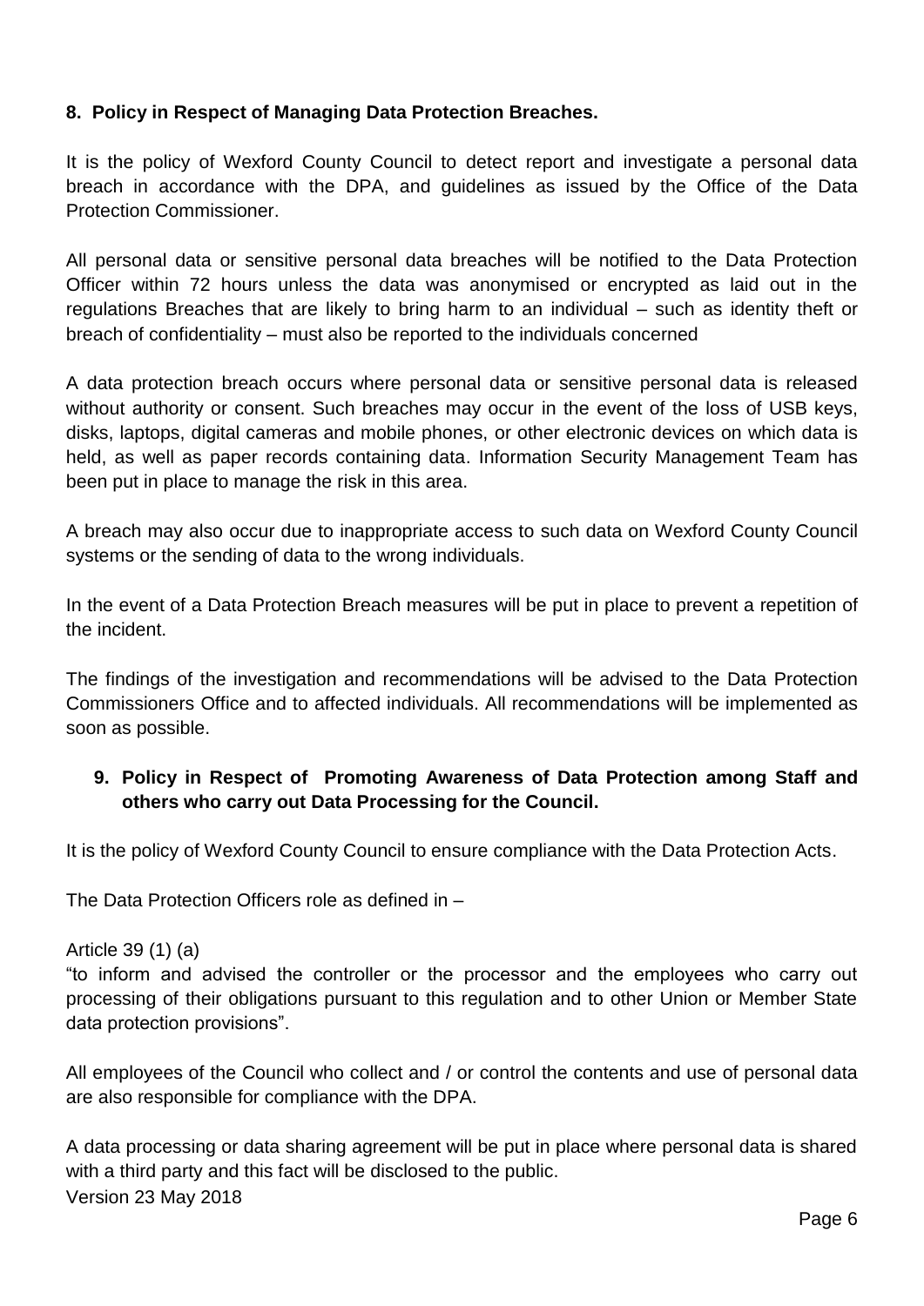## 8. Policy in Respect of Managing Data Protection Breaches.

It is the policy of Wexford County Council to detect report and investigate a personal data breach in accordance with the DPA, and guidelines as issued by the Office of the Data Protection Commissioner.

All personal data or sensitive personal data breaches will be notified to the Data Protection Officer within 72 hours unless the data was anonymised or encrypted as laid out in the regulations Breaches that are likely to bring harm to an individual – such as identity theft or breach of confidentiality – must also be reported to the individuals concerned

A data protection breach occurs where personal data or sensitive personal data is released without authority or consent. Such breaches may occur in the event of the loss of USB keys, disks, laptops, digital cameras and mobile phones, or other electronic devices on which data is held, as well as paper records containing data. Information Security Management Team has been put in place to manage the risk in this area.

A breach may also occur due to inappropriate access to such data on Wexford County Council systems or the sending of data to the wrong individuals.

In the event of a Data Protection Breach measures will be put in place to prevent a repetition of the incident.

The findings of the investigation and recommendations will be advised to the Data Protection Commissioners Office and to affected individuals. All recommendations will be implemented as soon as possible.

## 9. Policy in Respect of Promoting Awareness of Data Protection among Staff and others who carry out Data Processing for the Council.

It is the policy of Wexford County Council to ensure compliance with the Data Protection Acts.

The Data Protection Officers role as defined in –

Article 39 (1) (a)
"to inform and advised the controller or the processor and the employees who carry out processing of their obligations pursuant to this regulation and to other Union or Member State data protection provisions".

All employees of the Council who collect and / or control the contents and use of personal data are also responsible for compliance with the DPA.

A data processing or data sharing agreement will be put in place where personal data is shared with a third party and this fact will be disclosed to the public.

Version 23 May 2018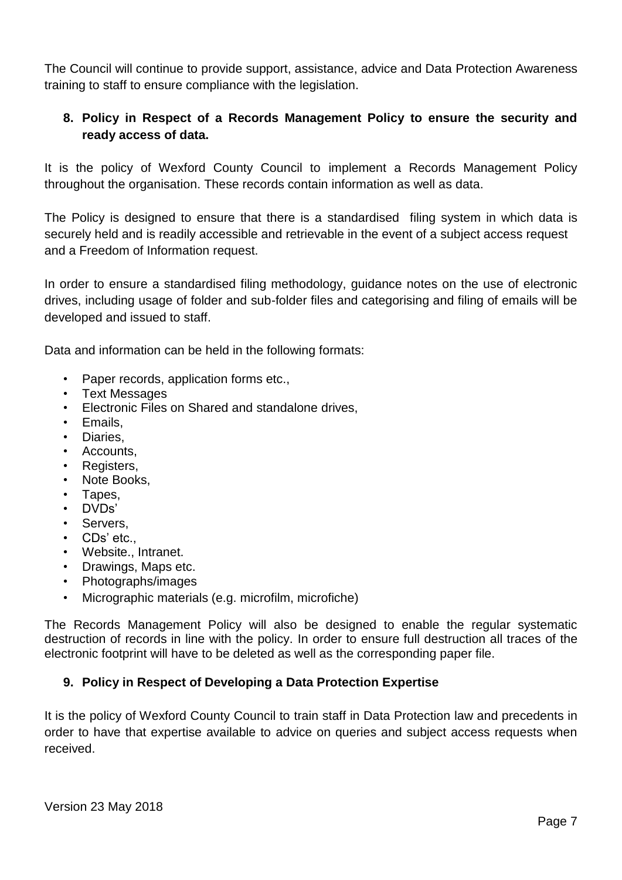The Council will continue to provide support, assistance, advice and Data Protection Awareness training to staff to ensure compliance with the legislation.

## 8. Policy in Respect of a Records Management Policy to ensure the security and ready access of data.

It is the policy of Wexford County Council to implement a Records Management Policy throughout the organisation. These records contain information as well as data.

The Policy is designed to ensure that there is a standardised filing system in which data is securely held and is readily accessible and retrievable in the event of a subject access request and a Freedom of Information request.

In order to ensure a standardised filing methodology, guidance notes on the use of electronic drives, including usage of folder and sub-folder files and categorising and filing of emails will be developed and issued to staff.

Data and information can be held in the following formats:

- Paper records, application forms etc.,
- Text Messages
- Electronic Files on Shared and standalone drives,
- Emails,
- Diaries,
- Accounts,
- Registers,
- Note Books,
- Tapes,
- DVDs'
- Servers,
- CDs' etc.,
- Website., Intranet.
- Drawings, Maps etc.
- Photographs/images
- Micrographic materials (e.g. microfilm, microfiche)

The Records Management Policy will also be designed to enable the regular systematic destruction of records in line with the policy. In order to ensure full destruction all traces of the electronic footprint will have to be deleted as well as the corresponding paper file.

## 9. Policy in Respect of Developing a Data Protection Expertise

It is the policy of Wexford County Council to train staff in Data Protection law and precedents in order to have that expertise available to advice on queries and subject access requests when received.

Version 23 May 2018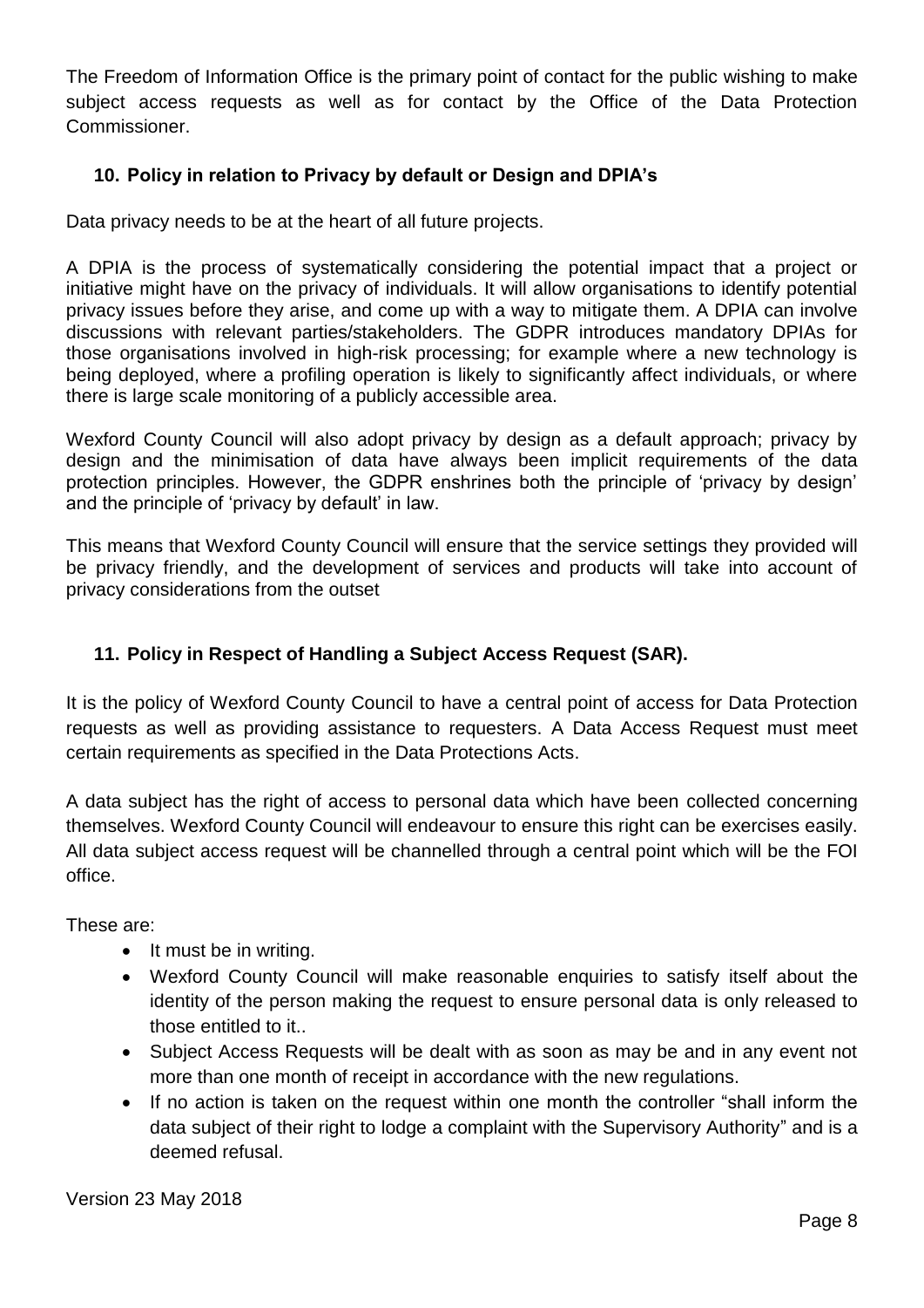The Freedom of Information Office is the primary point of contact for the public wishing to make subject access requests as well as for contact by the Office of the Data Protection Commissioner.

## 10. Policy in relation to Privacy by default or Design and DPIA's

Data privacy needs to be at the heart of all future projects.

A DPIA is the process of systematically considering the potential impact that a project or initiative might have on the privacy of individuals. It will allow organisations to identify potential privacy issues before they arise, and come up with a way to mitigate them. A DPIA can involve discussions with relevant parties/stakeholders. The GDPR introduces mandatory DPIAs for those organisations involved in high-risk processing; for example where a new technology is being deployed, where a profiling operation is likely to significantly affect individuals, or where there is large scale monitoring of a publicly accessible area.

Wexford County Council will also adopt privacy by design as a default approach; privacy by design and the minimisation of data have always been implicit requirements of the data protection principles. However, the GDPR enshrines both the principle of 'privacy by design' and the principle of 'privacy by default' in law.

This means that Wexford County Council will ensure that the service settings they provided will be privacy friendly, and the development of services and products will take into account of privacy considerations from the outset

## 11. Policy in Respect of Handling a Subject Access Request (SAR).

It is the policy of Wexford County Council to have a central point of access for Data Protection requests as well as providing assistance to requesters. A Data Access Request must meet certain requirements as specified in the Data Protections Acts.

A data subject has the right of access to personal data which have been collected concerning themselves. Wexford County Council will endeavour to ensure this right can be exercises easily. All data subject access request will be channelled through a central point which will be the FOI office.

These are:

- It must be in writing.
- Wexford County Council will make reasonable enquiries to satisfy itself about the identity of the person making the request to ensure personal data is only released to those entitled to it..
- Subject Access Requests will be dealt with as soon as may be and in any event not more than one month of receipt in accordance with the new regulations.
- If no action is taken on the request within one month the controller "shall inform the data subject of their right to lodge a complaint with the Supervisory Authority" and is a deemed refusal.

Version 23 May 2018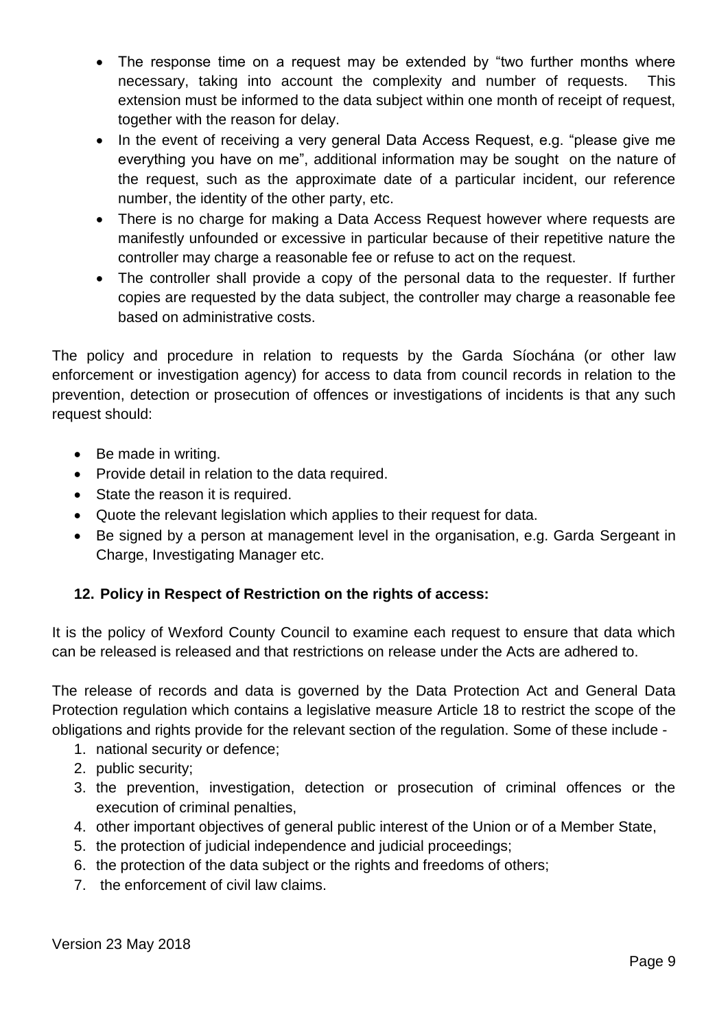- The response time on a request may be extended by "two further months where necessary, taking into account the complexity and number of requests. This extension must be informed to the data subject within one month of receipt of request, together with the reason for delay.
- In the event of receiving a very general Data Access Request, e.g. "please give me everything you have on me", additional information may be sought on the nature of the request, such as the approximate date of a particular incident, our reference number, the identity of the other party, etc.
- There is no charge for making a Data Access Request however where requests are manifestly unfounded or excessive in particular because of their repetitive nature the controller may charge a reasonable fee or refuse to act on the request.
- The controller shall provide a copy of the personal data to the requester. If further copies are requested by the data subject, the controller may charge a reasonable fee based on administrative costs.

The policy and procedure in relation to requests by the Garda Síochána (or other law enforcement or investigation agency) for access to data from council records in relation to the prevention, detection or prosecution of offences or investigations of incidents is that any such request should:

- Be made in writing.
- Provide detail in relation to the data required.
- State the reason it is required.
- Quote the relevant legislation which applies to their request for data.
- Be signed by a person at management level in the organisation, e.g. Garda Sergeant in Charge, Investigating Manager etc.

## 12. Policy in Respect of Restriction on the rights of access:

It is the policy of Wexford County Council to examine each request to ensure that data which can be released is released and that restrictions on release under the Acts are adhered to.

The release of records and data is governed by the Data Protection Act and General Data Protection regulation which contains a legislative measure Article 18 to restrict the scope of the obligations and rights provide for the relevant section of the regulation. Some of these include -

1. national security or defence;
2. public security;
3. the prevention, investigation, detection or prosecution of criminal offences or the execution of criminal penalties,
4. other important objectives of general public interest of the Union or of a Member State,
5. the protection of judicial independence and judicial proceedings;
6. the protection of the data subject or the rights and freedoms of others;
7. the enforcement of civil law claims.

Version 23 May 2018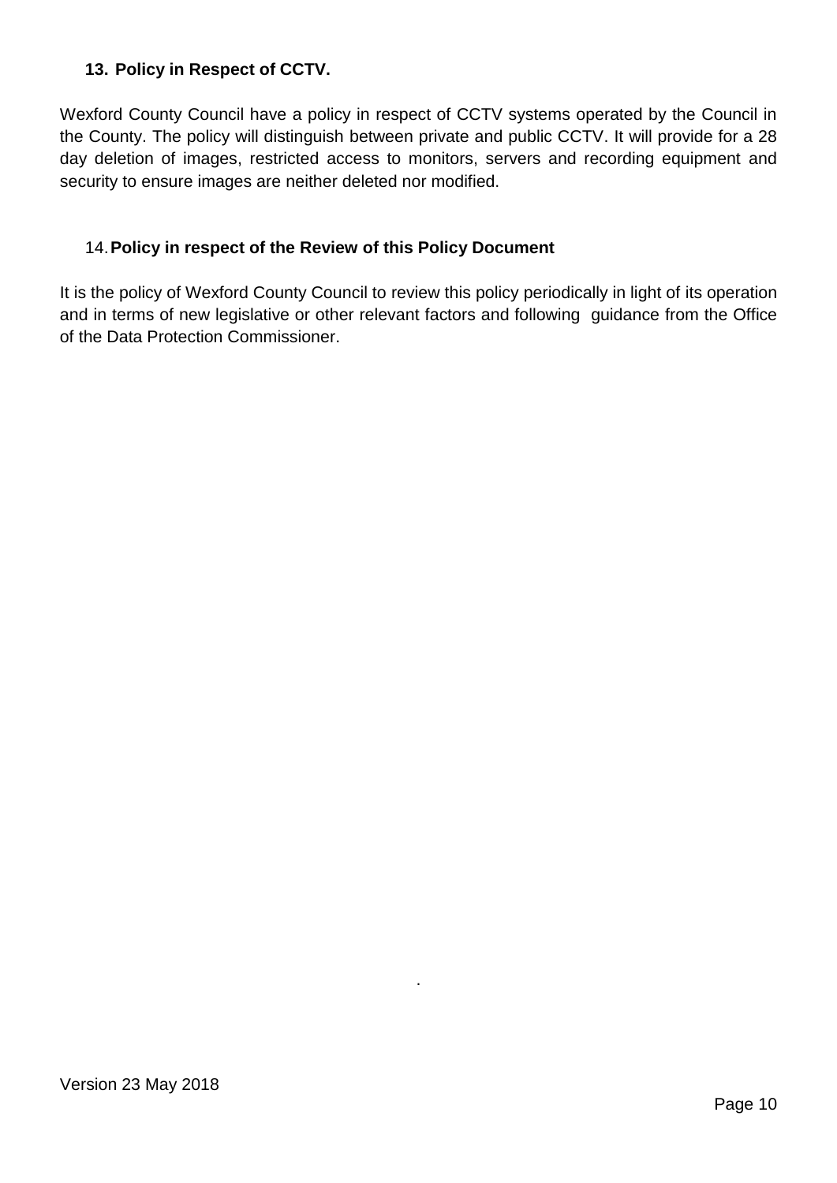## 13. Policy in Respect of CCTV.

Wexford County Council have a policy in respect of CCTV systems operated by the Council in the County. The policy will distinguish between private and public CCTV. It will provide for a 28 day deletion of images, restricted access to monitors, servers and recording equipment and security to ensure images are neither deleted nor modified.

## 14. Policy in respect of the Review of this Policy Document

It is the policy of Wexford County Council to review this policy periodically in light of its operation and in terms of new legislative or other relevant factors and following guidance from the Office of the Data Protection Commissioner.

Version 23 May 2018